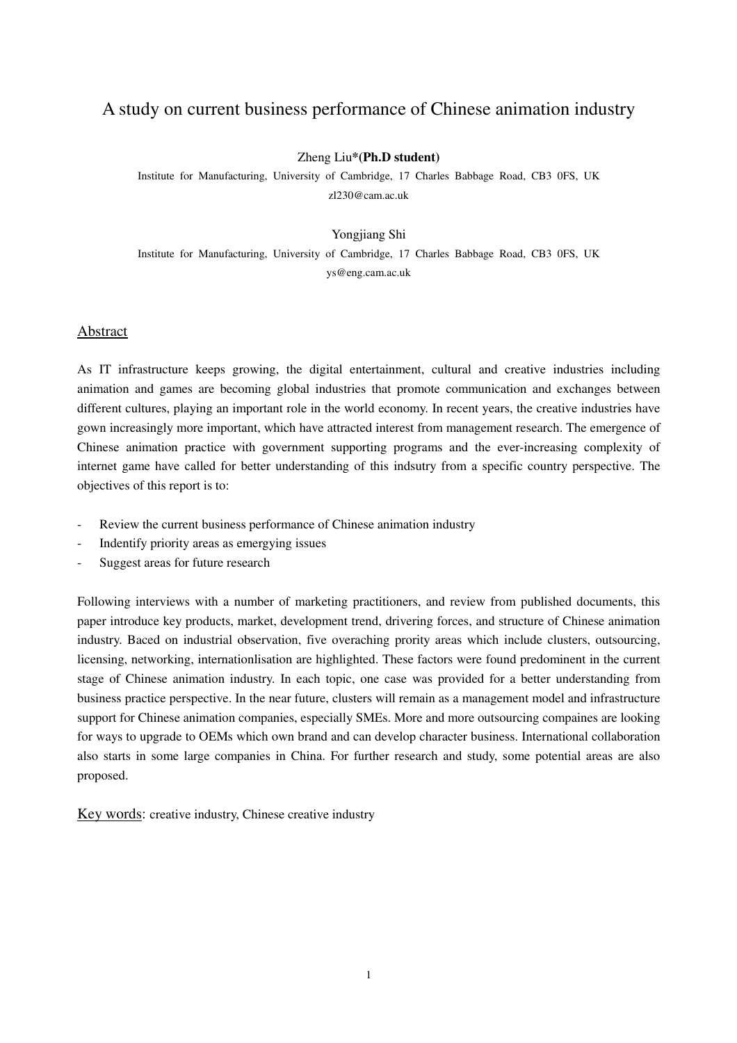# A study on current business performance of Chinese animation industry

Zheng Liu***(Ph.D student)**

Institute for Manufacturing, University of Cambridge, 17 Charles Babbage Road, CB3 0FS, UK

zl230@cam.ac.uk

Yongjiang Shi

Institute for Manufacturing, University of Cambridge, 17 Charles Babbage Road, CB3 0FS, UK

ys@eng.cam.ac.uk

## Abstract

As IT infrastructure keeps growing, the digital entertainment, cultural and creative industries including animation and games are becoming global industries that promote communication and exchanges between different cultures, playing an important role in the world economy. In recent years, the creative industries have gown increasingly more important, which have attracted interest from management research. The emergence of Chinese animation practice with government supporting programs and the ever-increasing complexity of internet game have called for better understanding of this indsutry from a specific country perspective. The objectives of this report is to:

- Review the current business performance of Chinese animation industry
- Indentify priority areas as emergying issues
- Suggest areas for future research

Following interviews with a number of marketing practitioners, and review from published documents, this paper introduce key products, market, development trend, drivering forces, and structure of Chinese animation industry. Baced on industrial observation, five overaching prority areas which include clusters, outsourcing, licensing, networking, internationlisation are highlighted. These factors were found predominent in the current stage of Chinese animation industry. In each topic, one case was provided for a better understanding from business practice perspective. In the near future, clusters will remain as a management model and infrastructure support for Chinese animation companies, especially SMEs. More and more outsourcing compaines are looking for ways to upgrade to OEMs which own brand and can develop character business. International collaboration also starts in some large companies in China. For further research and study, some potential areas are also proposed.

Key words: creative industry, Chinese creative industry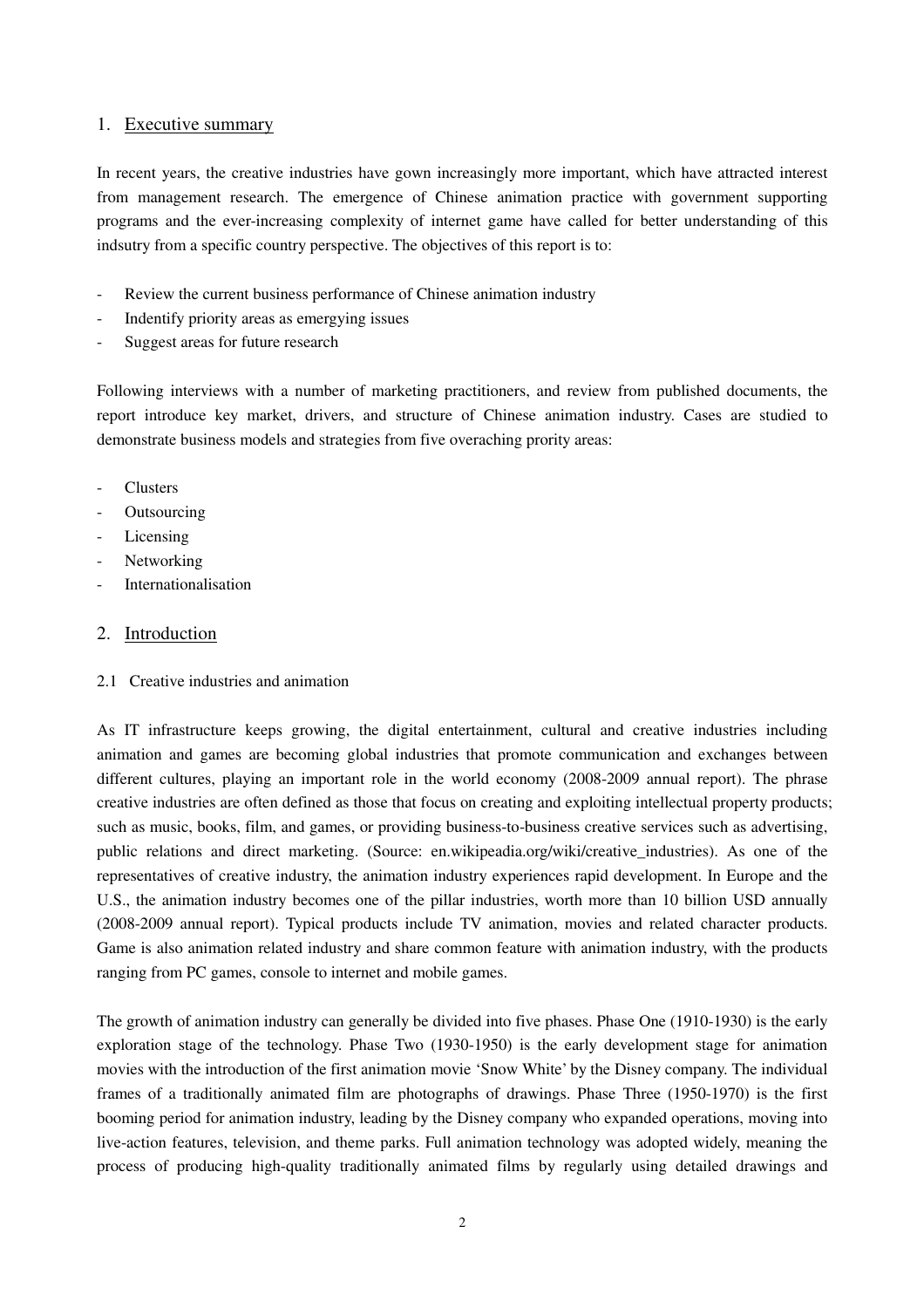## 1. Executive summary

In recent years, the creative industries have gown increasingly more important, which have attracted interest from management research. The emergence of Chinese animation practice with government supporting programs and the ever-increasing complexity of internet game have called for better understanding of this indsutry from a specific country perspective. The objectives of this report is to:

- Review the current business performance of Chinese animation industry
- Indentify priority areas as emergying issues
- Suggest areas for future research

Following interviews with a number of marketing practitioners, and review from published documents, the report introduce key market, drivers, and structure of Chinese animation industry. Cases are studied to demonstrate business models and strategies from five overaching prority areas:

- Clusters
- Outsourcing
- Licensing
- Networking
- Internationalisation

## 2. Introduction

### 2.1 Creative industries and animation

As IT infrastructure keeps growing, the digital entertainment, cultural and creative industries including animation and games are becoming global industries that promote communication and exchanges between different cultures, playing an important role in the world economy (2008-2009 annual report). The phrase creative industries are often defined as those that focus on creating and exploiting intellectual property products; such as music, books, film, and games, or providing business-to-business creative services such as advertising, public relations and direct marketing. (Source: en.wikipeadia.org/wiki/creative_industries). As one of the representatives of creative industry, the animation industry experiences rapid development. In Europe and the U.S., the animation industry becomes one of the pillar industries, worth more than 10 billion USD annually (2008-2009 annual report). Typical products include TV animation, movies and related character products. Game is also animation related industry and share common feature with animation industry, with the products ranging from PC games, console to internet and mobile games.

The growth of animation industry can generally be divided into five phases. Phase One (1910-1930) is the early exploration stage of the technology. Phase Two (1930-1950) is the early development stage for animation movies with the introduction of the first animation movie 'Snow White' by the Disney company. The individual frames of a traditionally animated film are photographs of drawings. Phase Three (1950-1970) is the first booming period for animation industry, leading by the Disney company who expanded operations, moving into live-action features, television, and theme parks. Full animation technology was adopted widely, meaning the process of producing high-quality traditionally animated films by regularly using detailed drawings and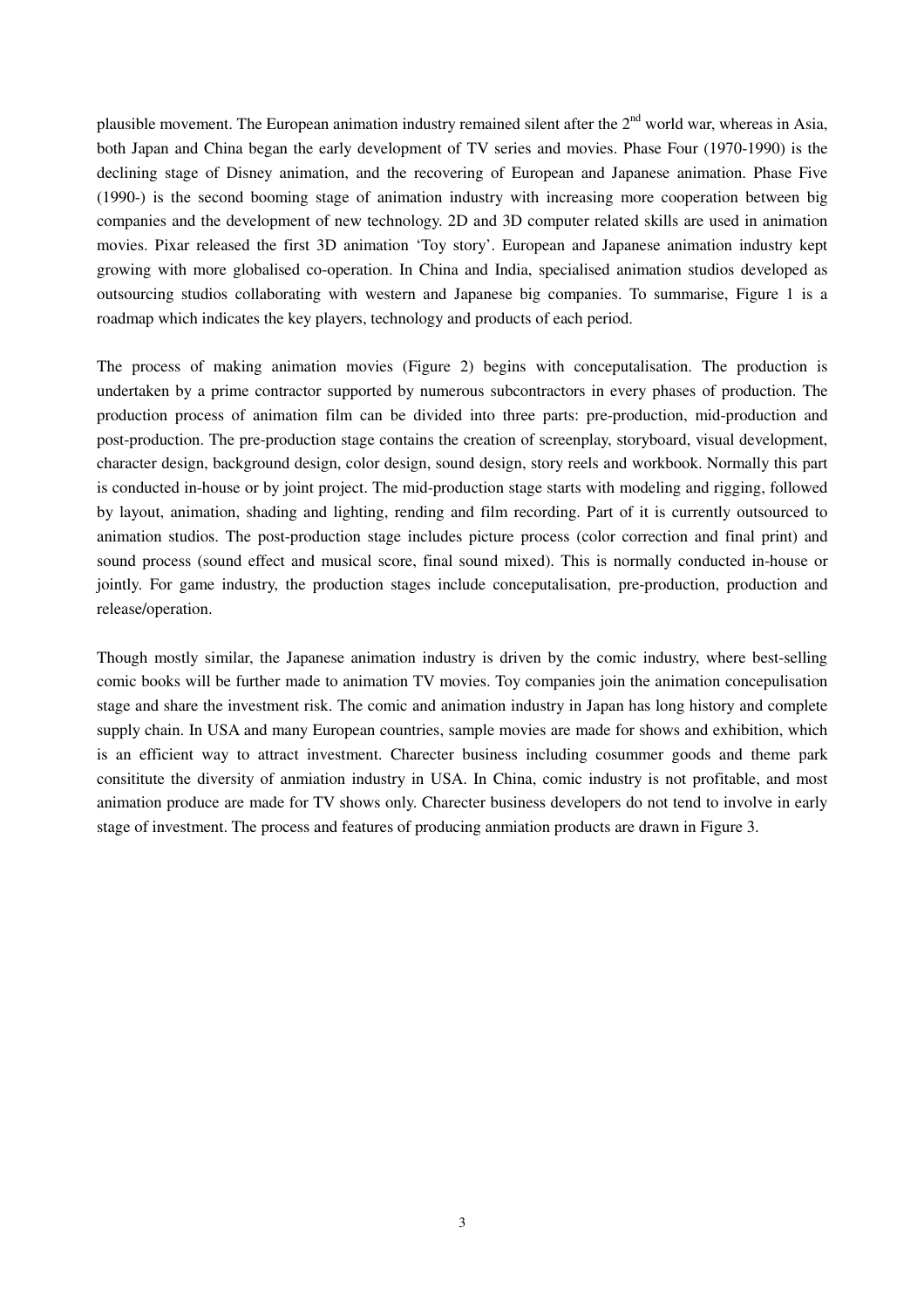plausible movement. The European animation industry remained silent after the 2nd world war, whereas in Asia, both Japan and China began the early development of TV series and movies. Phase Four (1970-1990) is the declining stage of Disney animation, and the recovering of European and Japanese animation. Phase Five (1990-) is the second booming stage of animation industry with increasing more cooperation between big companies and the development of new technology. 2D and 3D computer related skills are used in animation movies. Pixar released the first 3D animation 'Toy story'. European and Japanese animation industry kept growing with more globalised co-operation. In China and India, specialised animation studios developed as outsourcing studios collaborating with western and Japanese big companies. To summarise, Figure 1 is a roadmap which indicates the key players, technology and products of each period.

The process of making animation movies (Figure 2) begins with conceptualisation. The production is undertaken by a prime contractor supported by numerous subcontractors in every phases of production. The production process of animation film can be divided into three parts: pre-production, mid-production and post-production. The pre-production stage contains the creation of screenplay, storyboard, visual development, character design, background design, color design, sound design, story reels and workbook. Normally this part is conducted in-house or by joint project. The mid-production stage starts with modeling and rigging, followed by layout, animation, shading and lighting, rending and film recording. Part of it is currently outsourced to animation studios. The post-production stage includes picture process (color correction and final print) and sound process (sound effect and musical score, final sound mixed). This is normally conducted in-house or jointly. For game industry, the production stages include conceputalisation, pre-production, production and release/operation.

Though mostly similar, the Japanese animation industry is driven by the comic industry, where best-selling comic books will be further made to animation TV movies. Toy companies join the animation concepulisation stage and share the investment risk. The comic and animation industry in Japan has long history and complete supply chain. In USA and many European countries, sample movies are made for shows and exhibition, which is an efficient way to attract investment. Charecter business including cosummer goods and theme park consititute the diversity of anmiation industry in USA. In China, comic industry is not profitable, and most animation produce are made for TV shows only. Charecter business developers do not tend to involve in early stage of investment. The process and features of producing anmiation products are drawn in Figure 3.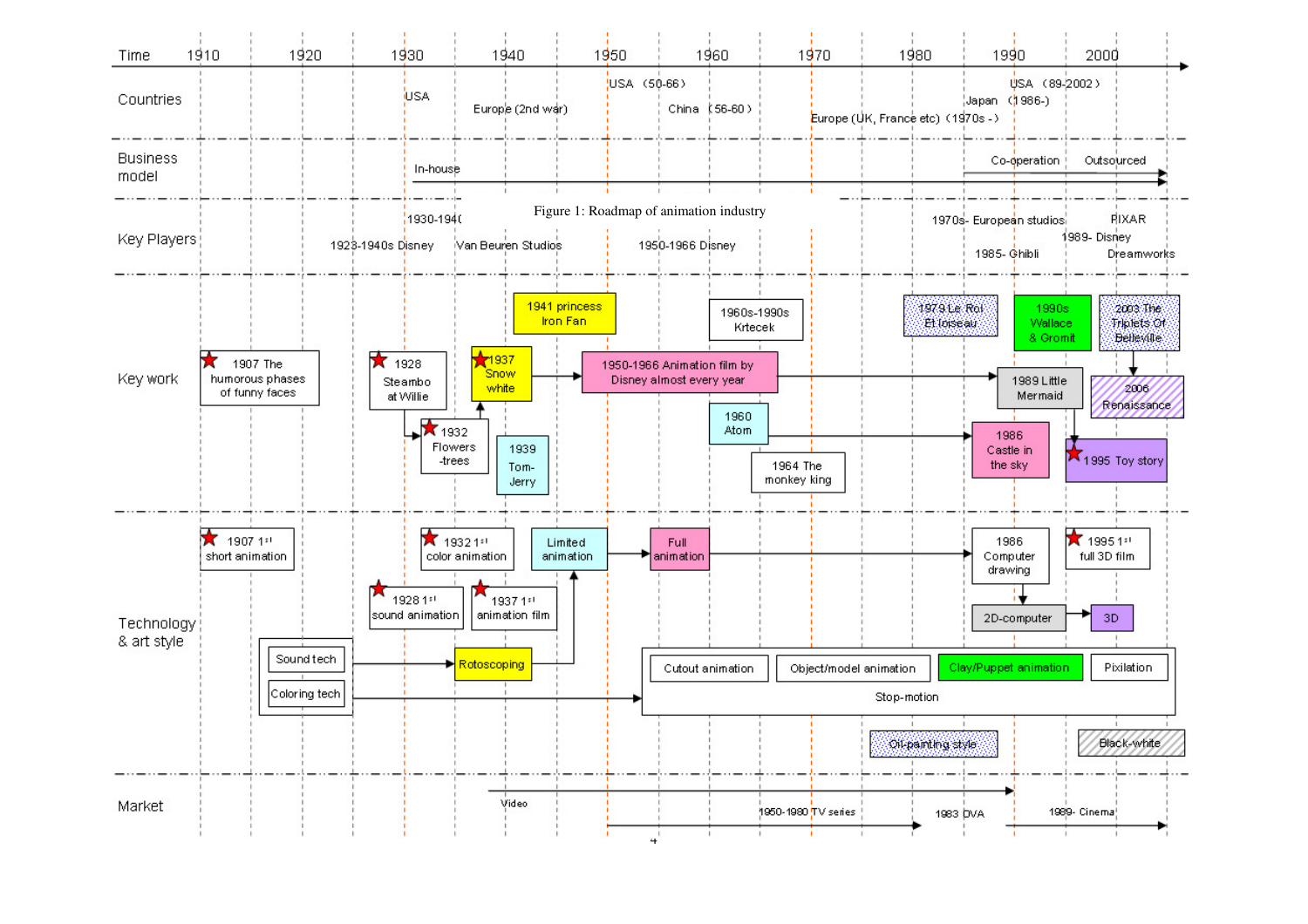Figure 1: Roadmap of animation industry

**Time:** 1910 | 1920 | 1930 | 1940 | 1950 | 1960 | 1970 | 1980 | 1990 | 2000

**Countries**
- USA (1930)
- Europe (2nd war)
- USA (50-66)
- China (56-60)
- Europe (UK, France etc) (1970s -)
- Japan (1986-)
- USA (89-2002)

**Business model**
- In-house
- Co-operation
- Outsourced

**Key Players**
- 1923-1940s Disney
- 1930-1940 Van Beuren Studios
- 1950-1966 Disney
- 1970s- European studios
- 1985- Ghibli
- 1989- Disney
- PIXAR
- Dreamworks

**Key work**
- 1907 The humorous phases of funny faces
- 1928 Steambo at Willie
- 1932 Flowers -trees
- 1937 Snow white
- 1939 Tom-Jerry
- 1941 princess Iron Fan
- 1950-1966 Animation film by Disney almost every year
- 1960 Atom
- 1960s-1990s Krtecek
- 1964 The monkey king
- 1979 Le Roi Et loiseau
- 1986 Castle in the sky
- 1989 Little Mermaid
- 1990s Wallace & Gromit
- 1995 Toy story
- 2003 The Triplets Of Belleville
- 2006 Renaissance

**Technology & art style**
- 1907 1st short animation
- 1928 1st sound animation
- 1932 1st color animation
- 1937 1st animation film
- Sound tech
- Coloring tech
- Rotoscoping
- Limited animation
- Full animation
- 1986 Computer drawing
- 2D-computer
- 1995 1st full 3D film
- 3D
- Stop-motion: Cutout animation, Object/model animation, Clay/Puppet animation, Pixilation
- Oil-painting style
- Black-white

**Market**
- Video
- 1950-1980 TV series
- 1983 DVA
- 1989- Cinema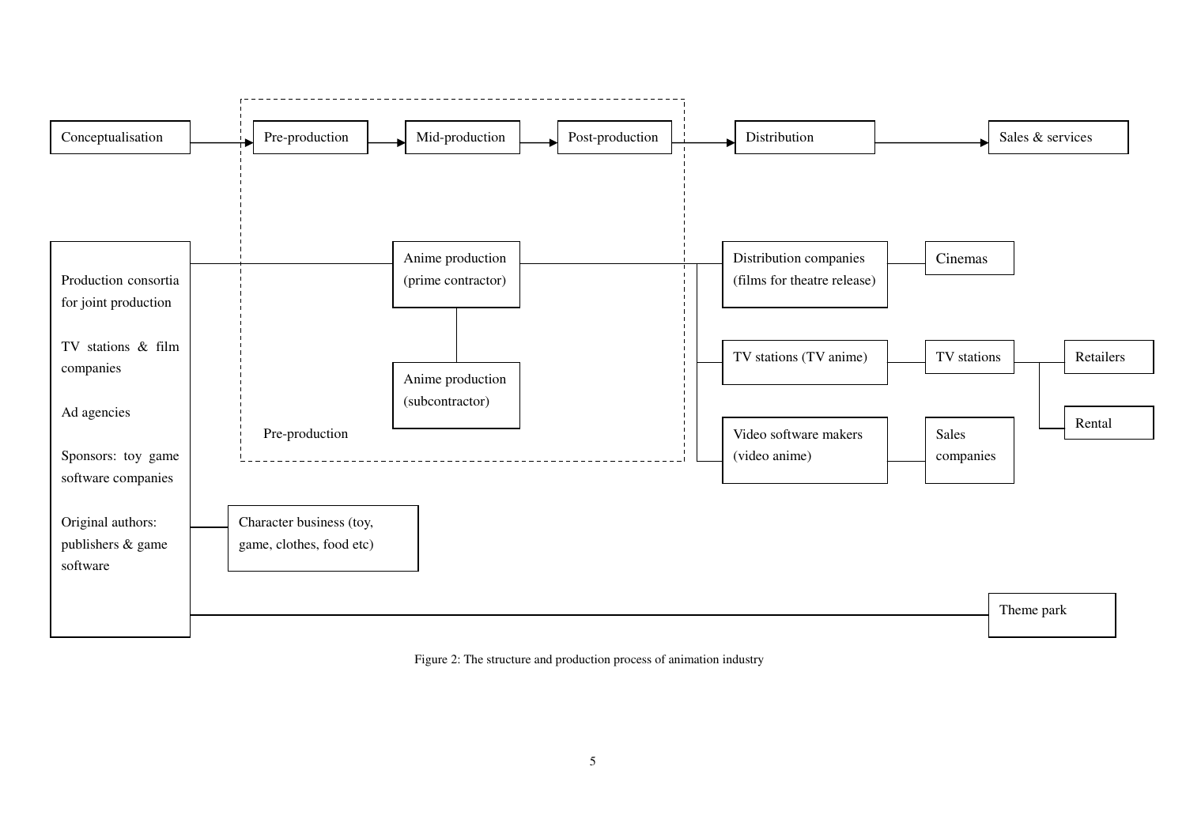Conceptualisation → Pre-production → Mid-production → Post-production → Distribution → Sales & services

Production consortia for joint production

TV stations & film companies

Ad agencies

Sponsors: toy game software companies

Original authors: publishers & game software

Anime production (prime contractor)

Anime production (subcontractor)

Pre-production

Distribution companies (films for theatre release)

Cinemas

TV stations (TV anime)

TV stations

Retailers

Rental

Video software makers (video anime)

Sales companies

Character business (toy, game, clothes, food etc)

Theme park

Figure 2: The structure and production process of animation industry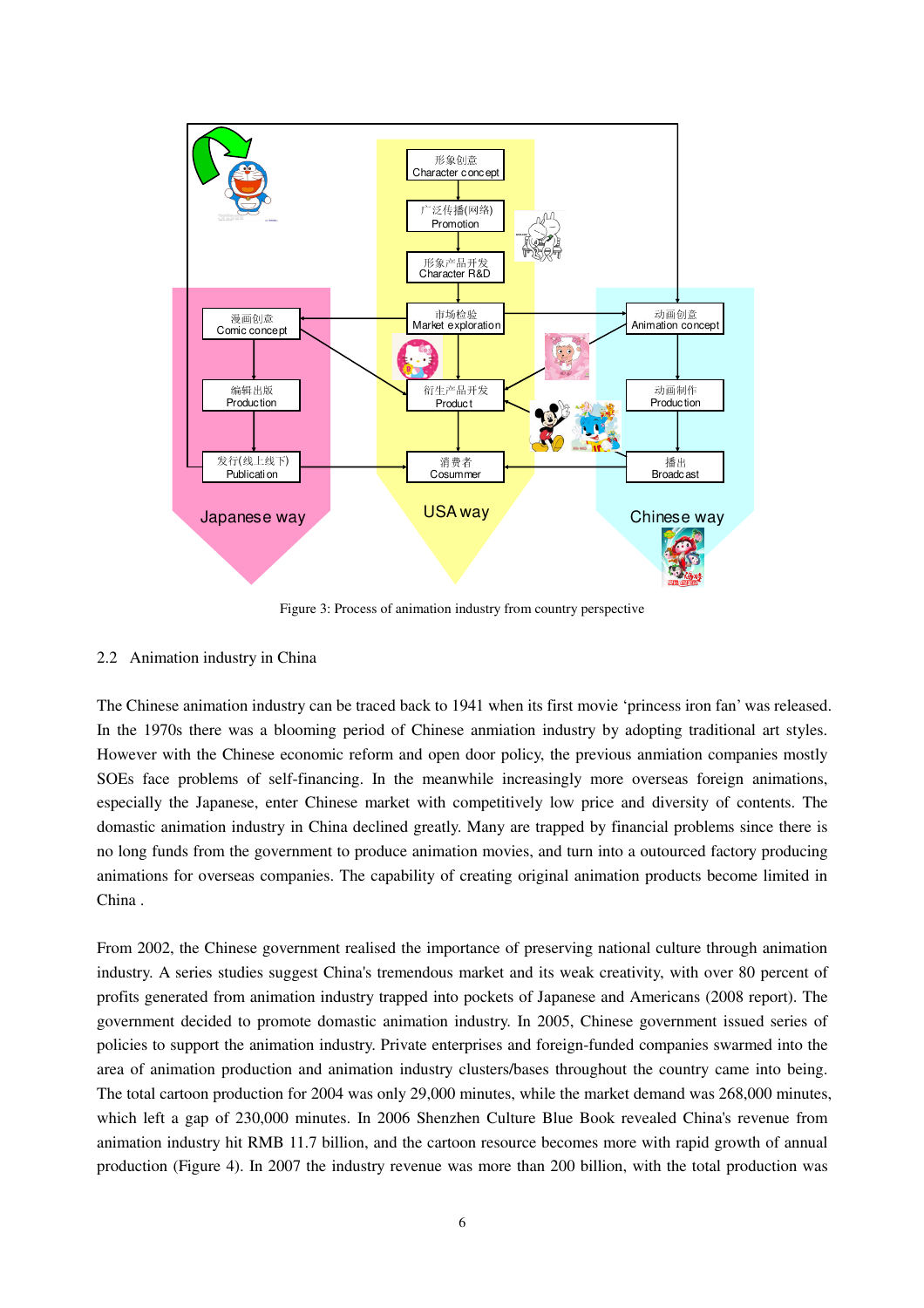Figure 3: Process of animation industry from country perspective

## 2.2 Animation industry in China

The Chinese animation industry can be traced back to 1941 when its first movie 'princess iron fan' was released. In the 1970s there was a blooming period of Chinese anmiation industry by adopting traditional art styles. However with the Chinese economic reform and open door policy, the previous anmiation companies mostly SOEs face problems of self-financing. In the meanwhile increasingly more overseas foreign animations, especially the Japanese, enter Chinese market with competitively low price and diversity of contents. The domastic animation industry in China declined greatly. Many are trapped by financial problems since there is no long funds from the government to produce animation movies, and turn into a outourced factory producing animations for overseas companies. The capability of creating original animation products become limited in China .

From 2002, the Chinese government realised the importance of preserving national culture through animation industry. A series studies suggest China's tremendous market and its weak creativity, with over 80 percent of profits generated from animation industry trapped into pockets of Japanese and Americans (2008 report). The government decided to promote domastic animation industry. In 2005, Chinese government issued series of policies to support the animation industry. Private enterprises and foreign-funded companies swarmed into the area of animation production and animation industry clusters/bases throughout the country came into being. The total cartoon production for 2004 was only 29,000 minutes, while the market demand was 268,000 minutes, which left a gap of 230,000 minutes. In 2006 Shenzhen Culture Blue Book revealed China's revenue from animation industry hit RMB 11.7 billion, and the cartoon resource becomes more with rapid growth of annual production (Figure 4). In 2007 the industry revenue was more than 200 billion, with the total production was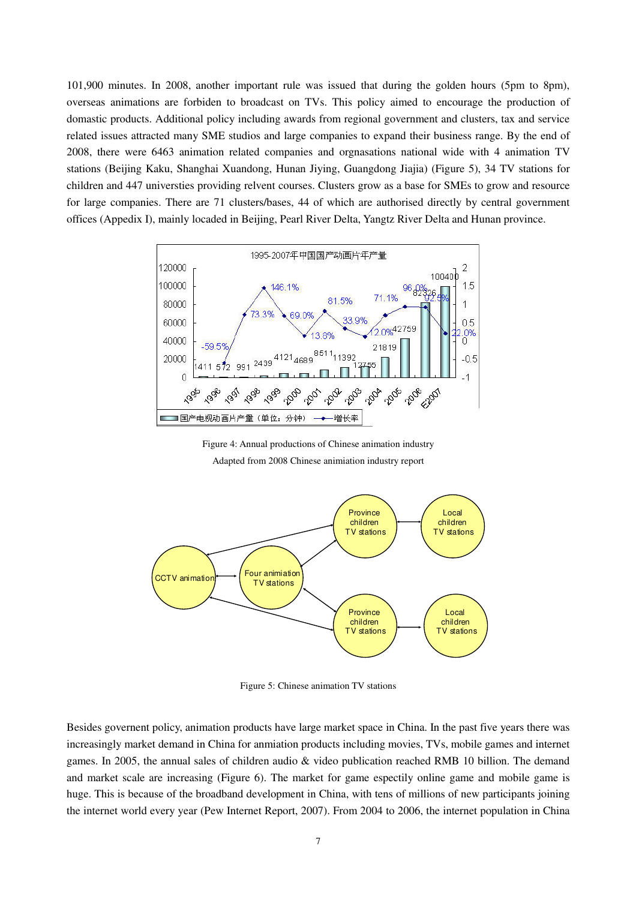101,900 minutes. In 2008, another important rule was issued that during the golden hours (5pm to 8pm), overseas animations are forbiden to broadcast on TVs. This policy aimed to encourage the production of domastic products. Additional policy including awards from regional government and clusters, tax and service related issues attracted many SME studios and large companies to expand their business range. By the end of 2008, there were 6463 animation related companies and orgnasations national wide with 4 animation TV stations (Beijing Kaku, Shanghai Xuandong, Hunan Jiying, Guangdong Jiajia) (Figure 5), 34 TV stations for children and 447 universties providing relvent courses. Clusters grow as a base for SMEs to grow and resource for large companies. There are 71 clusters/bases, 44 of which are authorised directly by central government offices (Appedix I), mainly locaded in Beijing, Pearl River Delta, Yangtz River Delta and Hunan province.

Figure 4: Annual productions of Chinese animation industry

Adapted from 2008 Chinese animiation industry report

Figure 5: Chinese animation TV stations

Besides governent policy, animation products have large market space in China. In the past five years there was increasingly market demand in China for anmiation products including movies, TVs, mobile games and internet games. In 2005, the annual sales of children audio & video publication reached RMB 10 billion. The demand and market scale are increasing (Figure 6). The market for game espectily online game and mobile game is huge. This is because of the broadband development in China, with tens of millions of new participants joining the internet world every year (Pew Internet Report, 2007). From 2004 to 2006, the internet population in China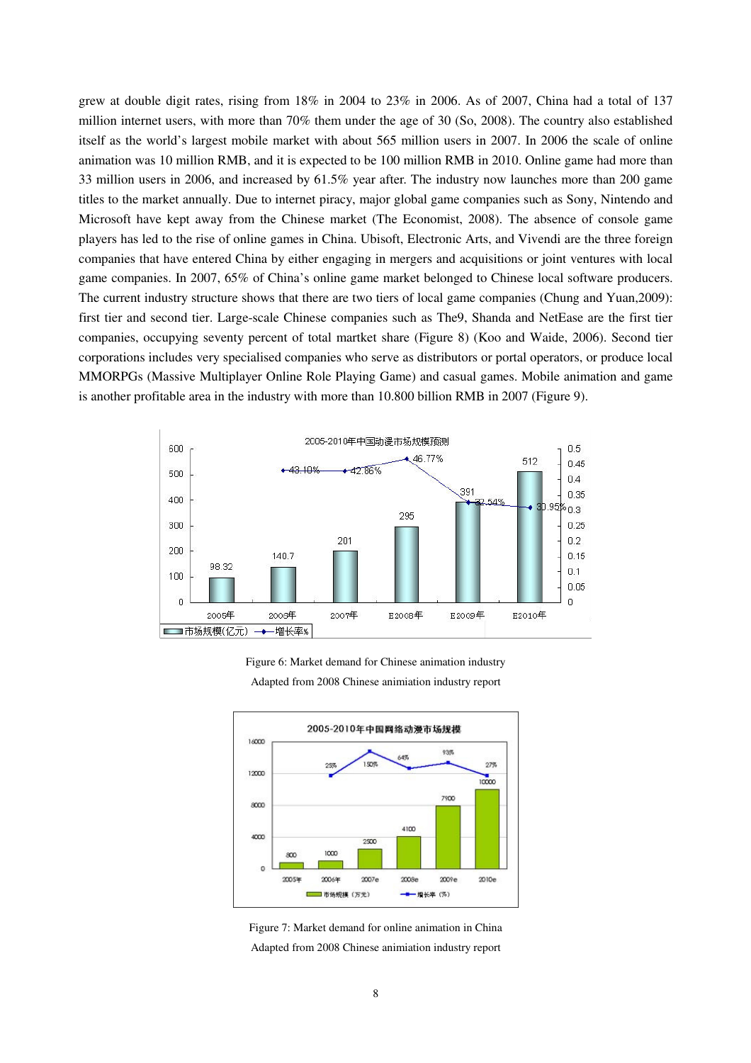grew at double digit rates, rising from 18% in 2004 to 23% in 2006. As of 2007, China had a total of 137 million internet users, with more than 70% them under the age of 30 (So, 2008). The country also established itself as the world's largest mobile market with about 565 million users in 2007. In 2006 the scale of online animation was 10 million RMB, and it is expected to be 100 million RMB in 2010. Online game had more than 33 million users in 2006, and increased by 61.5% year after. The industry now launches more than 200 game titles to the market annually. Due to internet piracy, major global game companies such as Sony, Nintendo and Microsoft have kept away from the Chinese market (The Economist, 2008). The absence of console game players has led to the rise of online games in China. Ubisoft, Electronic Arts, and Vivendi are the three foreign companies that have entered China by either engaging in mergers and acquisitions or joint ventures with local game companies. In 2007, 65% of China's online game market belonged to Chinese local software producers. The current industry structure shows that there are two tiers of local game companies (Chung and Yuan,2009): first tier and second tier. Large-scale Chinese companies such as The9, Shanda and NetEase are the first tier companies, occupying seventy percent of total martket share (Figure 8) (Koo and Waide, 2006). Second tier corporations includes very specialised companies who serve as distributors or portal operators, or produce local MMORPGs (Massive Multiplayer Online Role Playing Game) and casual games. Mobile animation and game is another profitable area in the industry with more than 10.800 billion RMB in 2007 (Figure 9).

Figure 6: Market demand for Chinese animation industry
Adapted from 2008 Chinese animiation industry report

Figure 7: Market demand for online animation in China
Adapted from 2008 Chinese animiation industry report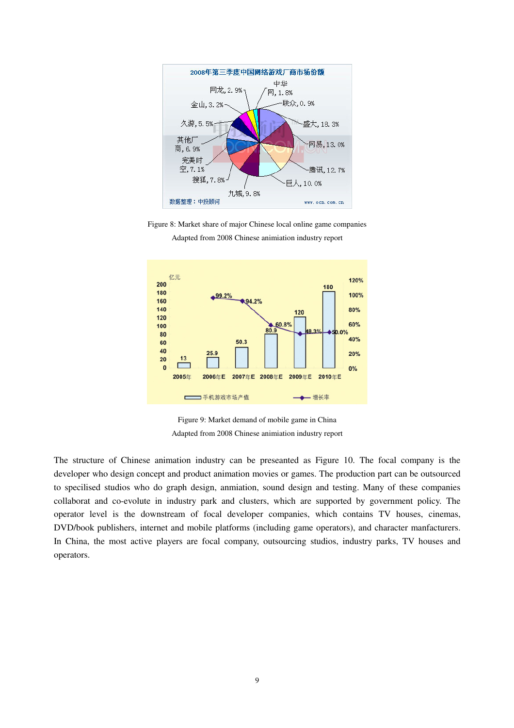Figure 8: Market share of major Chinese local online game companies

Adapted from 2008 Chinese animiation industry report

Figure 9: Market demand of mobile game in China

Adapted from 2008 Chinese animiation industry report

The structure of Chinese animation industry can be preseanted as Figure 10. The focal company is the developer who design concept and product animation movies or games. The production part can be outsourced to specilised studios who do graph design, anmiation, sound design and testing. Many of these companies collaborat and co-evolute in industry park and clusters, which are supported by government policy. The operator level is the downstream of focal developer companies, which contains TV houses, cinemas, DVD/book publishers, internet and mobile platforms (including game operators), and character manfacturers. In China, the most active players are focal company, outsourcing studios, industry parks, TV houses and operators.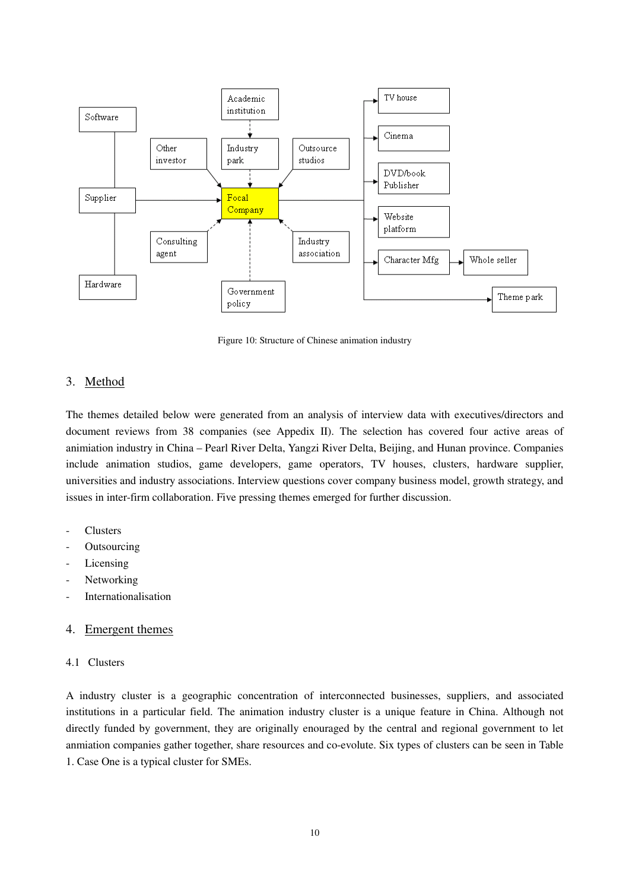Figure 10: Structure of Chinese animation industry

## 3. Method

The themes detailed below were generated from an analysis of interview data with executives/directors and document reviews from 38 companies (see Appedix II). The selection has covered four active areas of animiation industry in China – Pearl River Delta, Yangzi River Delta, Beijing, and Hunan province. Companies include animation studios, game developers, game operators, TV houses, clusters, hardware supplier, universities and industry associations. Interview questions cover company business model, growth strategy, and issues in inter-firm collaboration. Five pressing themes emerged for further discussion.

- Clusters
- Outsourcing
- Licensing
- Networking
- Internationalisation

## 4. Emergent themes

### 4.1 Clusters

A industry cluster is a geographic concentration of interconnected businesses, suppliers, and associated institutions in a particular field. The animation industry cluster is a unique feature in China. Although not directly funded by government, they are originally enouraged by the central and regional government to let anmiation companies gather together, share resources and co-evolute. Six types of clusters can be seen in Table 1. Case One is a typical cluster for SMEs.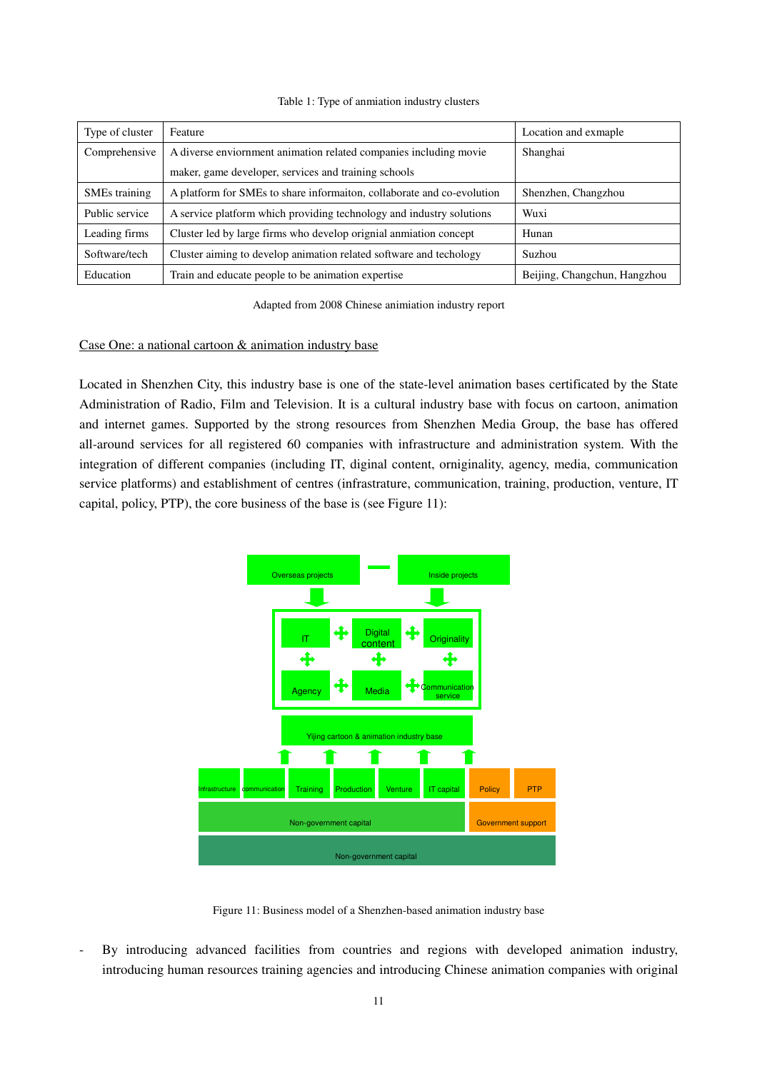Table 1: Type of anmiation industry clusters

| Type of cluster | Feature | Location and exmaple |
|---|---|---|
| Comprehensive | A diverse enviornment animation related companies including movie maker, game developer, services and training schools | Shanghai |
| SMEs training | A platform for SMEs to share informaiton, collaborate and co-evolution | Shenzhen, Changzhou |
| Public service | A service platform which providing technology and industry solutions | Wuxi |
| Leading firms | Cluster led by large firms who develop orignial anmiation concept | Hunan |
| Software/tech | Cluster aiming to develop animation related software and techology | Suzhou |
| Education | Train and educate people to be animation expertise | Beijing, Changchun, Hangzhou |

Adapted from 2008 Chinese animiation industry report

<u>Case One: a national cartoon & animation industry base</u>

Located in Shenzhen City, this industry base is one of the state-level animation bases certificated by the State Administration of Radio, Film and Television. It is a cultural industry base with focus on cartoon, animation and internet games. Supported by the strong resources from Shenzhen Media Group, the base has offered all-around services for all registered 60 companies with infrastructure and administration system. With the integration of different companies (including IT, diginal content, ornignality, agency, media, communication service platforms) and establishment of centres (infrastrature, communication, training, production, venture, IT capital, policy, PTP), the core business of the base is (see Figure 11):

Overseas projects — Inside projects

IT + Digital content + Originality

Agency + Media + Communication service

Yijing cartoon & animation industry base

Infrastructure | communication | Training | Production | Venture | IT capital | Policy | PTP

Non-government capital | Government support

Non-government capital

Figure 11: Business model of a Shenzhen-based animation industry base

- By introducing advanced facilities from countries and regions with developed animation industry, introducing human resources training agencies and introducing Chinese animation companies with original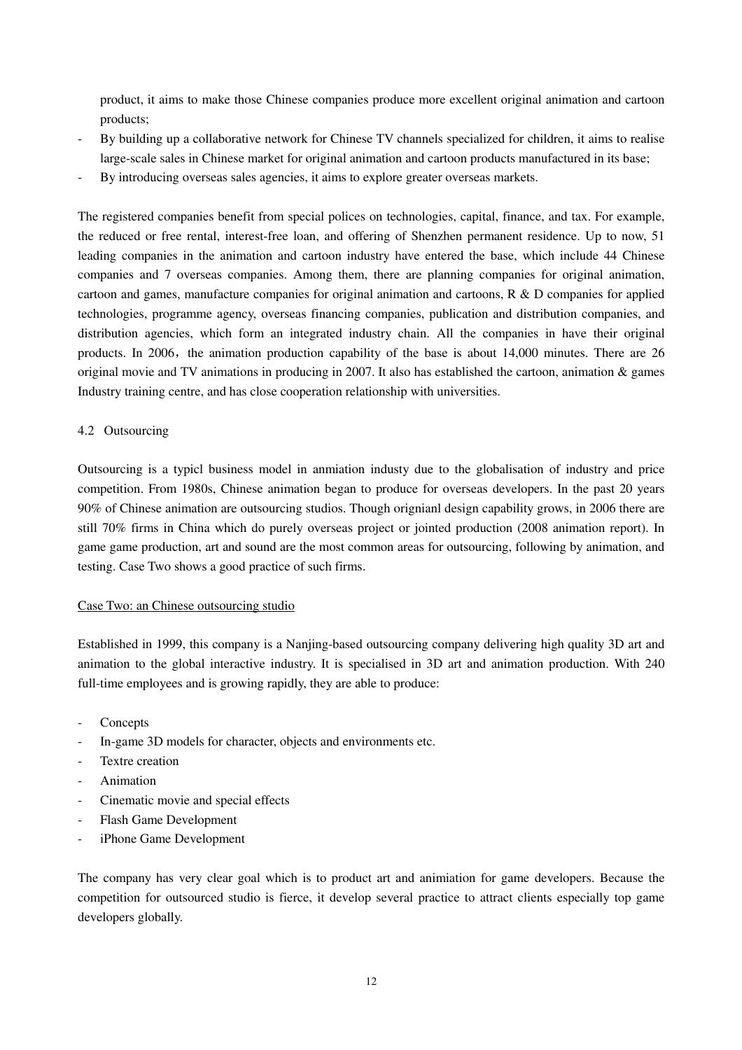product, it aims to make those Chinese companies produce more excellent original animation and cartoon products;

- By building up a collaborative network for Chinese TV channels specialized for children, it aims to realise large-scale sales in Chinese market for original animation and cartoon products manufactured in its base;
- By introducing overseas sales agencies, it aims to explore greater overseas markets.

The registered companies benefit from special polices on technologies, capital, finance, and tax. For example, the reduced or free rental, interest-free loan, and offering of Shenzhen permanent residence. Up to now, 51 leading companies in the animation and cartoon industry have entered the base, which include 44 Chinese companies and 7 overseas companies. Among them, there are planning companies for original animation, cartoon and games, manufacture companies for original animation and cartoons, R & D companies for applied technologies, programme agency, overseas financing companies, publication and distribution companies, and distribution agencies, which form an integrated industry chain. All the companies in have their original products. In 2006，the animation production capability of the base is about 14,000 minutes. There are 26 original movie and TV animations in producing in 2007. It also has established the cartoon, animation & games Industry training centre, and has close cooperation relationship with universities.

4.2 Outsourcing

Outsourcing is a typicl business model in anmiation industy due to the globalisation of industry and price competition. From 1980s, Chinese animation began to produce for overseas developers. In the past 20 years 90% of Chinese animation are outsourcing studios. Though orignianl design capability grows, in 2006 there are still 70% firms in China which do purely overseas project or jointed production (2008 animation report). In game game production, art and sound are the most common areas for outsourcing, following by animation, and testing. Case Two shows a good practice of such firms.

Case Two: an Chinese outsourcing studio

Established in 1999, this company is a Nanjing-based outsourcing company delivering high quality 3D art and animation to the global interactive industry. It is specialised in 3D art and animation production. With 240 full-time employees and is growing rapidly, they are able to produce:

- Concepts
- In-game 3D models for character, objects and environments etc.
- Textre creation
- Animation
- Cinematic movie and special effects
- Flash Game Development
- iPhone Game Development

The company has very clear goal which is to product art and animiation for game developers. Because the competition for outsourced studio is fierce, it develop several practice to attract clients especially top game developers globally.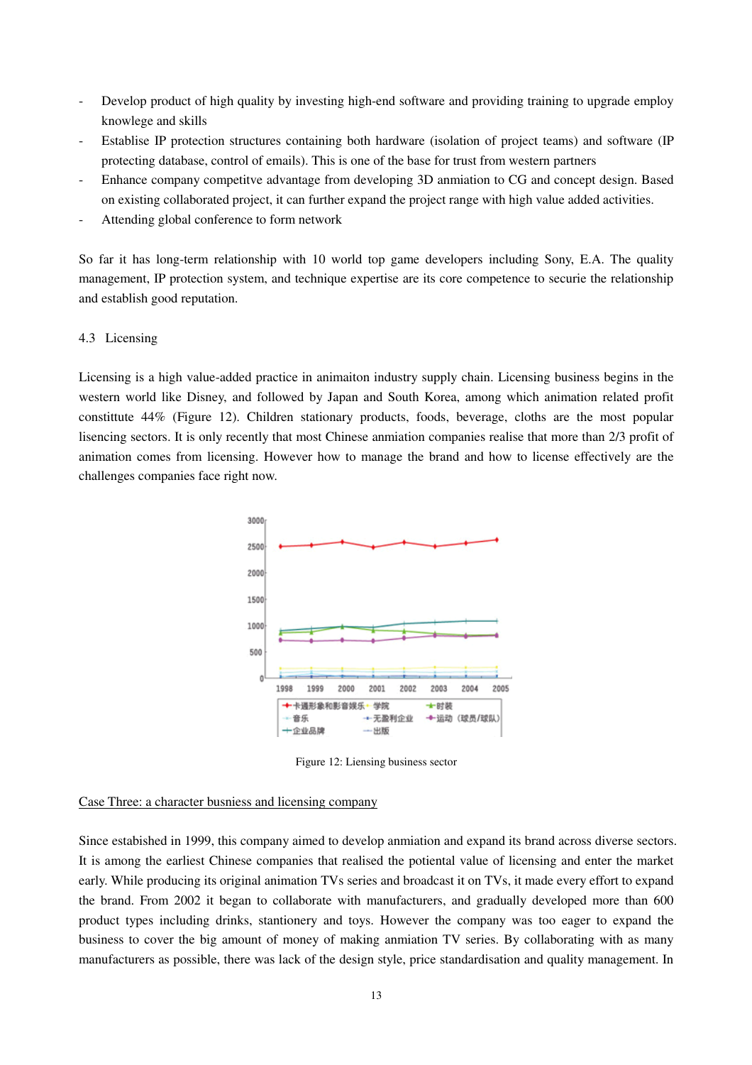- Develop product of high quality by investing high-end software and providing training to upgrade employ knowledge and skills
- Establise IP protection structures containing both hardware (isolation of project teams) and software (IP protecting database, control of emails). This is one of the base for trust from western partners
- Enhance company competitve advantage from developing 3D anmiation to CG and concept design. Based on existing collaborated project, it can further expand the project range with high value added activities.
- Attending global conference to form network

So far it has long-term relationship with 10 world top game developers including Sony, E.A. The quality management, IP protection system, and technique expertise are its core competence to securie the relationship and establish good reputation.

4.3 Licensing

Licensing is a high value-added practice in animaiton industry supply chain. Licensing business begins in the western world like Disney, and followed by Japan and South Korea, among which animation related profit constitutte 44% (Figure 12). Children stationary products, foods, beverage, cloths are the most popular lisencing sectors. It is only recently that most Chinese anmiation companies realise that more than 2/3 profit of animation comes from licensing. However how to manage the brand and how to license effectively are the challenges companies face right now.

Figure 12: Liensing business sector

<u>Case Three: a character busniess and licensing company</u>

Since estabished in 1999, this company aimed to develop anmiation and expand its brand across diverse sectors. It is among the earliest Chinese companies that realised the potiental value of licensing and enter the market early. While producing its original animation TVs series and broadcast it on TVs, it made every effort to expand the brand. From 2002 it began to collaborate with manufacturers, and gradually developed more than 600 product types including drinks, stantionery and toys. However the company was too eager to expand the business to cover the big amount of money of making anmiation TV series. By collaborating with as many manufacturers as possible, there was lack of the design style, price standardisation and quality management. In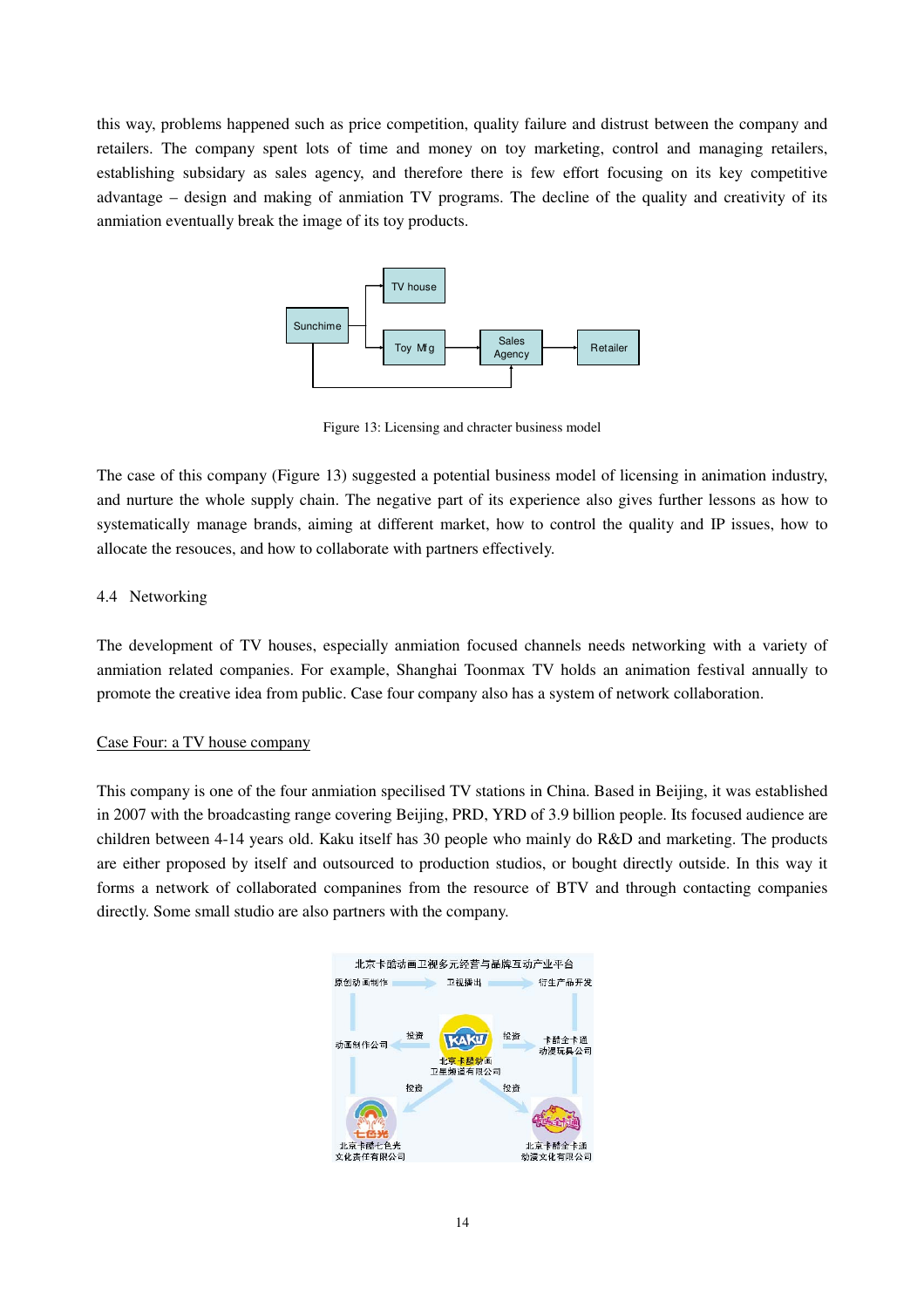this way, problems happened such as price competition, quality failure and distrust between the company and retailers. The company spent lots of time and money on toy marketing, control and managing retailers, establishing subsidary as sales agency, and therefore there is few effort focusing on its key competitive advantage – design and making of anmiation TV programs. The decline of the quality and creativity of its anmiation eventually break the image of its toy products.

Figure 13: Licensing and chracter business model

The case of this company (Figure 13) suggested a potential business model of licensing in animation industry, and nurture the whole supply chain. The negative part of its experience also gives further lessons as how to systematically manage brands, aiming at different market, how to control the quality and IP issues, how to allocate the resouces, and how to collaborate with partners effectively.

## 4.4 Networking

The development of TV houses, especially anmiation focused channels needs networking with a variety of anmiation related companies. For example, Shanghai Toonmax TV holds an animation festival annually to promote the creative idea from public. Case four company also has a system of network collaboration.

Case Four: a TV house company

This company is one of the four anmiation specilised TV stations in China. Based in Beijing, it was established in 2007 with the broadcasting range covering Beijing, PRD, YRD of 3.9 billion people. Its focused audience are children between 4-14 years old. Kaku itself has 30 people who mainly do R&D and marketing. The products are either proposed by itself and outsourced to production studios, or bought directly outside. In this way it forms a network of collaborated companines from the resource of BTV and through contacting companies directly. Some small studio are also partners with the company.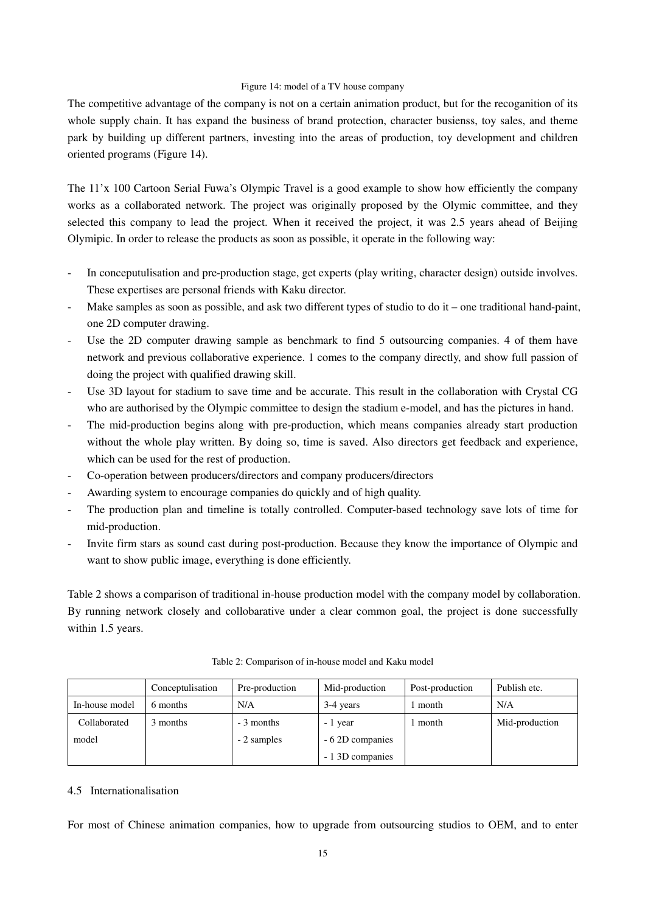Figure 14: model of a TV house company

The competitive advantage of the company is not on a certain animation product, but for the recoganition of its whole supply chain. It has expand the business of brand protection, character busienss, toy sales, and theme park by building up different partners, investing into the areas of production, toy development and children oriented programs (Figure 14).

The 11'x 100 Cartoon Serial Fuwa's Olympic Travel is a good example to show how efficiently the company works as a collaborated network. The project was originally proposed by the Olymic committee, and they selected this company to lead the project. When it received the project, it was 2.5 years ahead of Beijing Olymipic. In order to release the products as soon as possible, it operate in the following way:

- In conceptulisation and pre-production stage, get experts (play writing, character design) outside involves. These expertises are personal friends with Kaku director.
- Make samples as soon as possible, and ask two different types of studio to do it – one traditional hand-paint, one 2D computer drawing.
- Use the 2D computer drawing sample as benchmark to find 5 outsourcing companies. 4 of them have network and previous collaborative experience. 1 comes to the company directly, and show full passion of doing the project with qualified drawing skill.
- Use 3D layout for stadium to save time and be accurate. This result in the collaboration with Crystal CG who are authorised by the Olympic committee to design the stadium e-model, and has the pictures in hand.
- The mid-production begins along with pre-production, which means companies already start production without the whole play written. By doing so, time is saved. Also directors get feedback and experience, which can be used for the rest of production.
- Co-operation between producers/directors and company producers/directors
- Awarding system to encourage companies do quickly and of high quality.
- The production plan and timeline is totally controlled. Computer-based technology save lots of time for mid-production.
- Invite firm stars as sound cast during post-production. Because they know the importance of Olympic and want to show public image, everything is done efficiently.

Table 2 shows a comparison of traditional in-house production model with the company model by collaboration. By running network closely and collobarative under a clear common goal, the project is done successfully within 1.5 years.

Table 2: Comparison of in-house model and Kaku model

| | Conceptulisation | Pre-production | Mid-production | Post-production | Publish etc. |
|---|---|---|---|---|---|
| In-house model | 6 months | N/A | 3-4 years | 1 month | N/A |
| Collaborated model | 3 months | - 3 months<br>- 2 samples | - 1 year<br>- 6 2D companies<br>- 1 3D companies | 1 month | Mid-production |

## 4.5 Internationalisation

For most of Chinese animation companies, how to upgrade from outsourcing studios to OEM, and to enter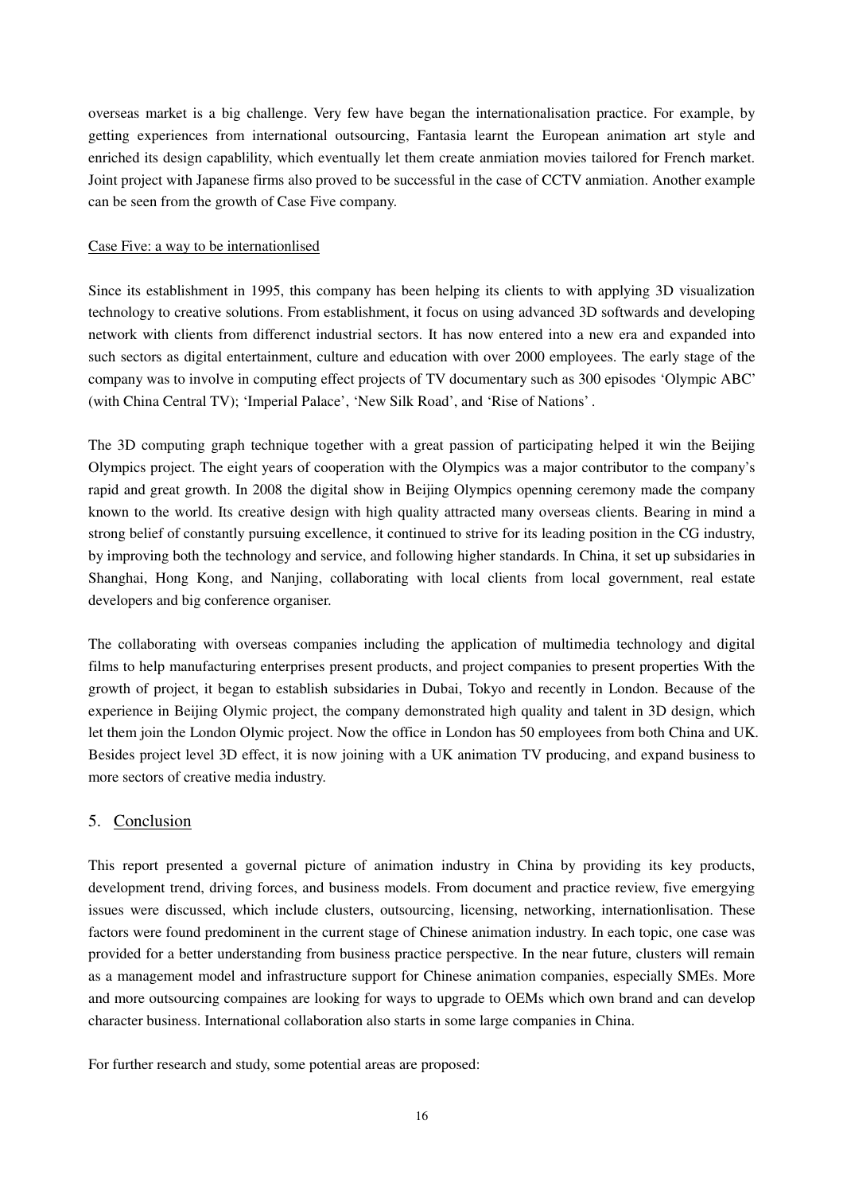overseas market is a big challenge. Very few have began the internationalisation practice. For example, by getting experiences from international outsourcing, Fantasia learnt the European animation art style and enriched its design capablility, which eventually let them create anmiation movies tailored for French market. Joint project with Japanese firms also proved to be successful in the case of CCTV anmiation. Another example can be seen from the growth of Case Five company.

Case Five: a way to be internationlised

Since its establishment in 1995, this company has been helping its clients to with applying 3D visualization technology to creative solutions. From establishment, it focus on using advanced 3D softwards and developing network with clients from differenct industrial sectors. It has now entered into a new era and expanded into such sectors as digital entertainment, culture and education with over 2000 employees. The early stage of the company was to involve in computing effect projects of TV documentary such as 300 episodes 'Olympic ABC' (with China Central TV); 'Imperial Palace', 'New Silk Road', and 'Rise of Nations'.

The 3D computing graph technique together with a great passion of participating helped it win the Beijing Olympics project. The eight years of cooperation with the Olympics was a major contributor to the company's rapid and great growth. In 2008 the digital show in Beijing Olympics openning ceremony made the company known to the world. Its creative design with high quality attracted many overseas clients. Bearing in mind a strong belief of constantly pursuing excellence, it continued to strive for its leading position in the CG industry, by improving both the technology and service, and following higher standards. In China, it set up subsidaries in Shanghai, Hong Kong, and Nanjing, collaborating with local clients from local government, real estate developers and big conference organiser.

The collaborating with overseas companies including the application of multimedia technology and digital films to help manufacturing enterprises present products, and project companies to present properties With the growth of project, it began to establish subsidaries in Dubai, Tokyo and recently in London. Because of the experience in Beijing Olymic project, the company demonstrated high quality and talent in 3D design, which let them join the London Olymic project. Now the office in London has 50 employees from both China and UK. Besides project level 3D effect, it is now joining with a UK animation TV producing, and expand business to more sectors of creative media industry.

## 5. Conclusion

This report presented a governal picture of animation industry in China by providing its key products, development trend, driving forces, and business models. From document and practice review, five emergying issues were discussed, which include clusters, outsourcing, licensing, networking, internationlisation. These factors were found predominent in the current stage of Chinese animation industry. In each topic, one case was provided for a better understanding from business practice perspective. In the near future, clusters will remain as a management model and infrastructure support for Chinese animation companies, especially SMEs. More and more outsourcing compaines are looking for ways to upgrade to OEMs which own brand and can develop character business. International collaboration also starts in some large companies in China.

For further research and study, some potential areas are proposed: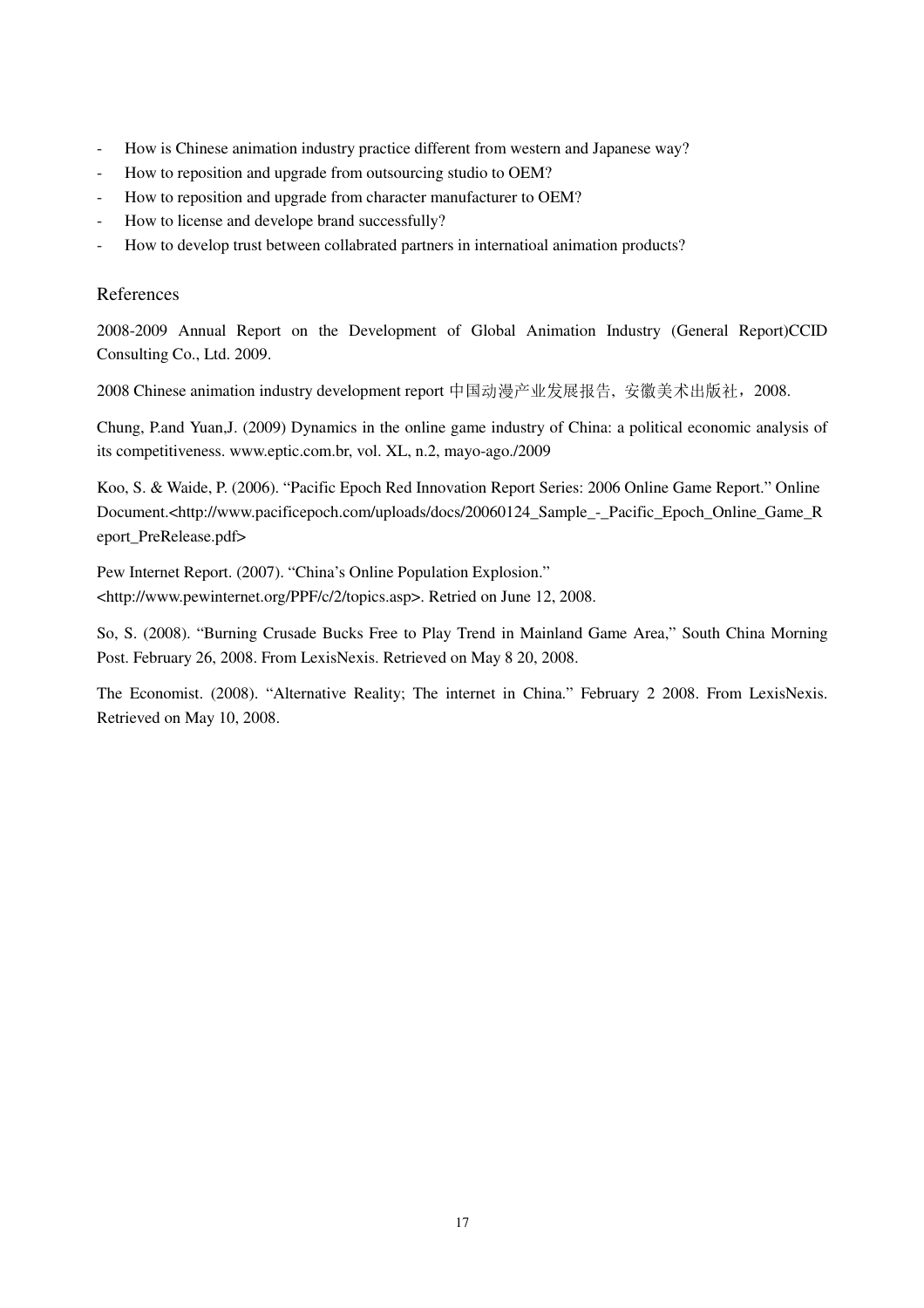- How is Chinese animation industry practice different from western and Japanese way?
- How to reposition and upgrade from outsourcing studio to OEM?
- How to reposition and upgrade from character manufacturer to OEM?
- How to license and develope brand successfully?
- How to develop trust between collabrated partners in internatioal animation products?

## References

2008-2009 Annual Report on the Development of Global Animation Industry (General Report)CCID Consulting Co., Ltd. 2009.

2008 Chinese animation industry development report 中国动漫产业发展报告，安徽美术出版社，2008.

Chung, P.and Yuan,J. (2009) Dynamics in the online game industry of China: a political economic analysis of its competitiveness. www.eptic.com.br, vol. XL, n.2, mayo-ago./2009

Koo, S. & Waide, P. (2006). "Pacific Epoch Red Innovation Report Series: 2006 Online Game Report." Online Document.<http://www.pacificepoch.com/uploads/docs/20060124_Sample_-_Pacific_Epoch_Online_Game_Report_PreRelease.pdf>

Pew Internet Report. (2007). "China's Online Population Explosion." <http://www.pewinternet.org/PPF/c/2/topics.asp>. Retried on June 12, 2008.

So, S. (2008). "Burning Crusade Bucks Free to Play Trend in Mainland Game Area," South China Morning Post. February 26, 2008. From LexisNexis. Retrieved on May 8 20, 2008.

The Economist. (2008). "Alternative Reality; The internet in China." February 2 2008. From LexisNexis. Retrieved on May 10, 2008.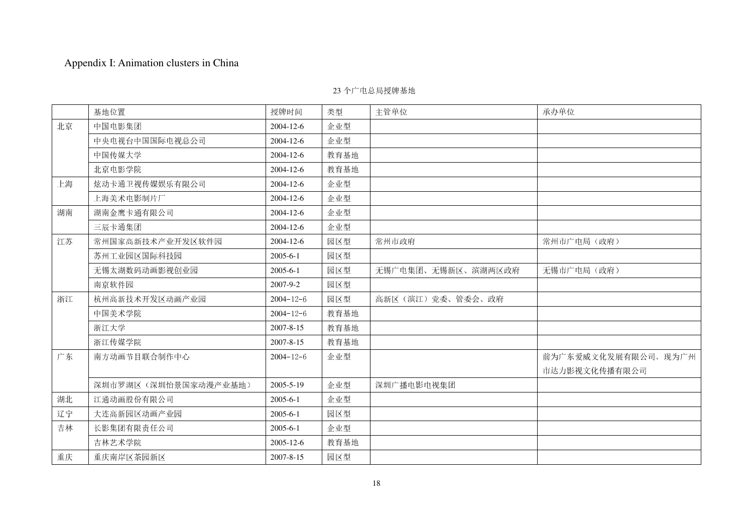# Appendix I: Animation clusters in China

23 个广电总局授牌基地

| | 基地位置 | 授牌时间 | 类型 | 主管单位 | 承办单位 |
|---|---|---|---|---|---|
| 北京 | 中国电影集团 | 2004-12-6 | 企业型 | | |
| | 中央电视台中国国际电视总公司 | 2004-12-6 | 企业型 | | |
| | 中国传媒大学 | 2004-12-6 | 教育基地 | | |
| | 北京电影学院 | 2004-12-6 | 教育基地 | | |
| 上海 | 炫动卡通卫视传媒娱乐有限公司 | 2004-12-6 | 企业型 | | |
| | 上海美术电影制片厂 | 2004-12-6 | 企业型 | | |
| 湖南 | 湖南金鹰卡通有限公司 | 2004-12-6 | 企业型 | | |
| | 三辰卡通集团 | 2004-12-6 | 企业型 | | |
| 江苏 | 常州国家高新技术产业开发区软件园 | 2004-12-6 | 园区型 | 常州市政府 | 常州市广电局（政府） |
| | 苏州工业园区国际科技园 | 2005-6-1 | 园区型 | | |
| | 无锡太湖数码动画影视创业园 | 2005-6-1 | 园区型 | 无锡广电集团、无锡新区、滨湖两区政府 | 无锡市广电局（政府） |
| | 南京软件园 | 2007-9-2 | 园区型 | | |
| 浙江 | 杭州高新技术开发区动画产业园 | 2004-12-6 | 园区型 | 高新区（滨江）党委、管委会、政府 | |
| | 中国美术学院 | 2004-12-6 | 教育基地 | | |
| | 浙江大学 | 2007-8-15 | 教育基地 | | |
| | 浙江传媒学院 | 2007-8-15 | 教育基地 | | |
| 广东 | 南方动画节目联合制作中心 | 2004-12-6 | 企业型 | | 前为广东爱威文化发展有限公司，现为广州市达力影视文化传播有限公司 |
| | 深圳市罗湖区（深圳怡景国家动漫产业基地） | 2005-5-19 | 企业型 | 深圳广播电影电视集团 | |
| 湖北 | 江通动画股份有限公司 | 2005-6-1 | 企业型 | | |
| 辽宁 | 大连高新园区动画产业园 | 2005-6-1 | 园区型 | | |
| 吉林 | 长影集团有限责任公司 | 2005-6-1 | 企业型 | | |
| | 吉林艺术学院 | 2005-12-6 | 教育基地 | | |
| 重庆 | 重庆南岸区茶园新区 | 2007-8-15 | 园区型 | | |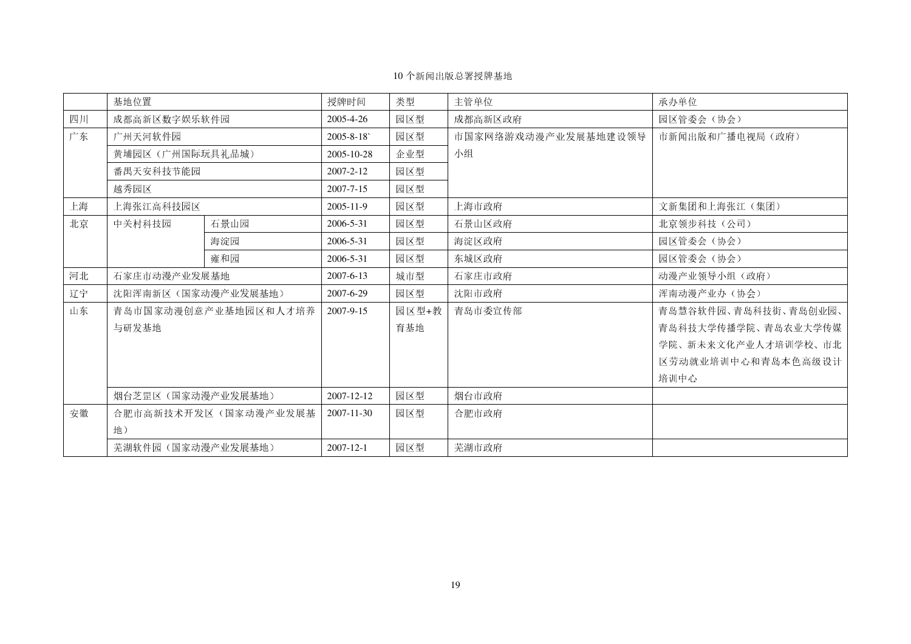10 个新闻出版总署授牌基地

| | 基地位置 | | 授牌时间 | 类型 | 主管单位 | 承办单位 |
|---|---|---|---|---|---|---|
| 四川 | 成都高新区数字娱乐软件园 | | 2005-4-26 | 园区型 | 成都高新区政府 | 园区管委会（协会） |
| 广东 | 广州天河软件园 | | 2005-8-18` | 园区型 | 市国家网络游戏动漫产业发展基地建设领导小组 | 市新闻出版和广播电视局（政府） |
| | 黄埔园区（广州国际玩具礼品城） | | 2005-10-28 | 企业型 | | |
| | 番禺天安科技节能园 | | 2007-2-12 | 园区型 | | |
| | 越秀园区 | | 2007-7-15 | 园区型 | | |
| 上海 | 上海张江高科技园区 | | 2005-11-9 | 园区型 | 上海市政府 | 文新集团和上海张江（集团） |
| 北京 | 中关村科技园 | 石景山园 | 2006-5-31 | 园区型 | 石景山区政府 | 北京领步科技（公司） |
| | | 海淀园 | 2006-5-31 | 园区型 | 海淀区政府 | 园区管委会（协会） |
| | | 雍和园 | 2006-5-31 | 园区型 | 东城区政府 | 园区管委会（协会） |
| 河北 | 石家庄市动漫产业发展基地 | | 2007-6-13 | 城市型 | 石家庄市政府 | 动漫产业领导小组（政府） |
| 辽宁 | 沈阳浑南新区（国家动漫产业发展基地） | | 2007-6-29 | 园区型 | 沈阳市政府 | 浑南动漫产业办（协会） |
| 山东 | 青岛市国家动漫创意产业基地园区和人才培养与研发基地 | | 2007-9-15 | 园区型+教育基地 | 青岛市委宣传部 | 青岛慧谷软件园、青岛科技街、青岛创业园、青岛科技大学传播学院、青岛农业大学传媒学院、新未来文化产业人才培训学校、市北区劳动就业培训中心和青岛本色高级设计培训中心 |
| | 烟台芝罘区（国家动漫产业发展基地） | | 2007-12-12 | 园区型 | 烟台市政府 | |
| 安徽 | 合肥市高新技术开发区（国家动漫产业发展基地） | | 2007-11-30 | 园区型 | 合肥市政府 | |
| | 芜湖软件园（国家动漫产业发展基地） | | 2007-12-1 | 园区型 | 芜湖市政府 | |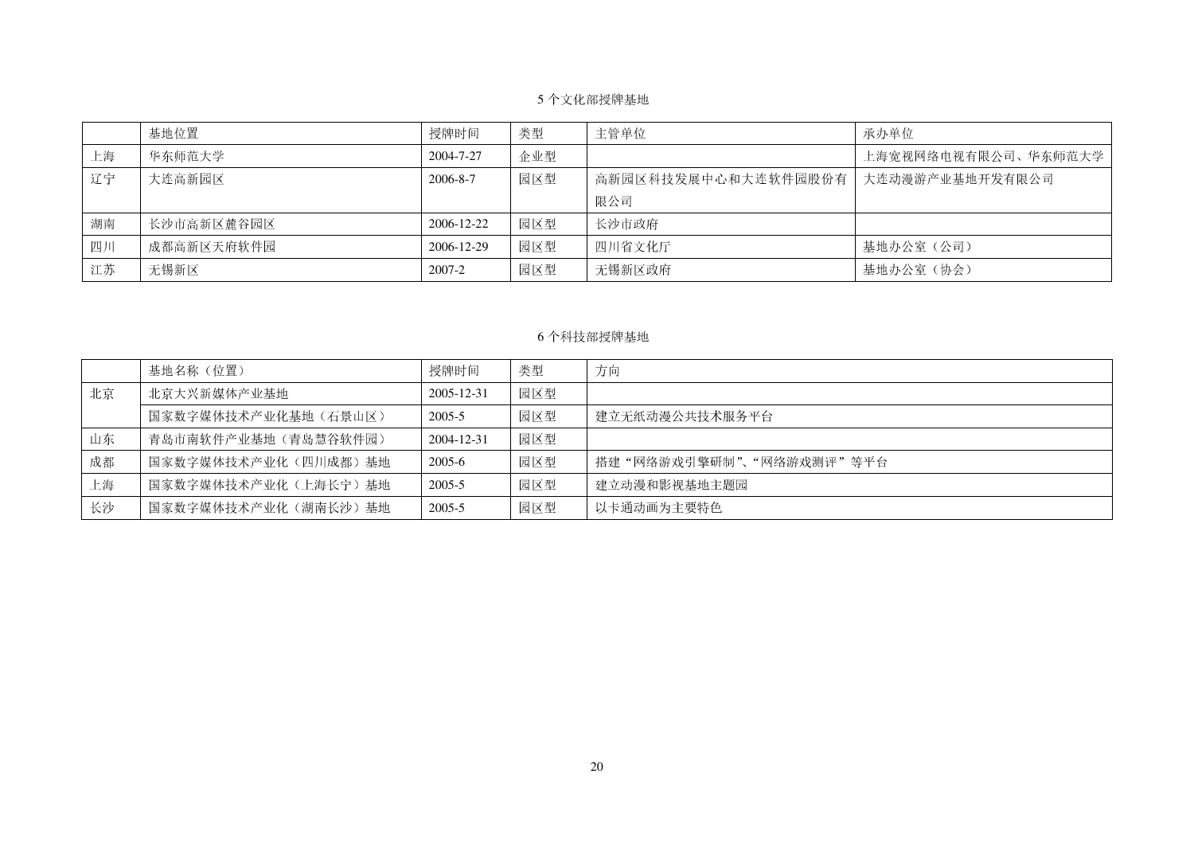5 个文化部授牌基地

| | 基地位置 | 授牌时间 | 类型 | 主管单位 | 承办单位 |
|---|---|---|---|---|---|
| 上海 | 华东师范大学 | 2004-7-27 | 企业型 | | 上海宽视网络电视有限公司、华东师范大学 |
| 辽宁 | 大连高新园区 | 2006-8-7 | 园区型 | 高新园区科技发展中心和大连软件园股份有限公司 | 大连动漫游产业基地开发有限公司 |
| 湖南 | 长沙市高新区麓谷园区 | 2006-12-22 | 园区型 | 长沙市政府 | |
| 四川 | 成都高新区天府软件园 | 2006-12-29 | 园区型 | 四川省文化厅 | 基地办公室（公司） |
| 江苏 | 无锡新区 | 2007-2 | 园区型 | 无锡新区政府 | 基地办公室（协会） |

6 个科技部授牌基地

| | 基地名称（位置） | 授牌时间 | 类型 | 方向 |
|---|---|---|---|---|
| 北京 | 北京大兴新媒体产业基地 | 2005-12-31 | 园区型 | |
| | 国家数字媒体技术产业化基地（石景山区） | 2005-5 | 园区型 | 建立无纸动漫公共技术服务平台 |
| 山东 | 青岛市南软件产业基地（青岛慧谷软件园） | 2004-12-31 | 园区型 | |
| 成都 | 国家数字媒体技术产业化（四川成都）基地 | 2005-6 | 园区型 | 搭建“网络游戏引擎研制”、“网络游戏测评”等平台 |
| 上海 | 国家数字媒体技术产业化（上海长宁）基地 | 2005-5 | 园区型 | 建立动漫和影视基地主题园 |
| 长沙 | 国家数字媒体技术产业化（湖南长沙）基地 | 2005-5 | 园区型 | 以卡通动画为主要特色 |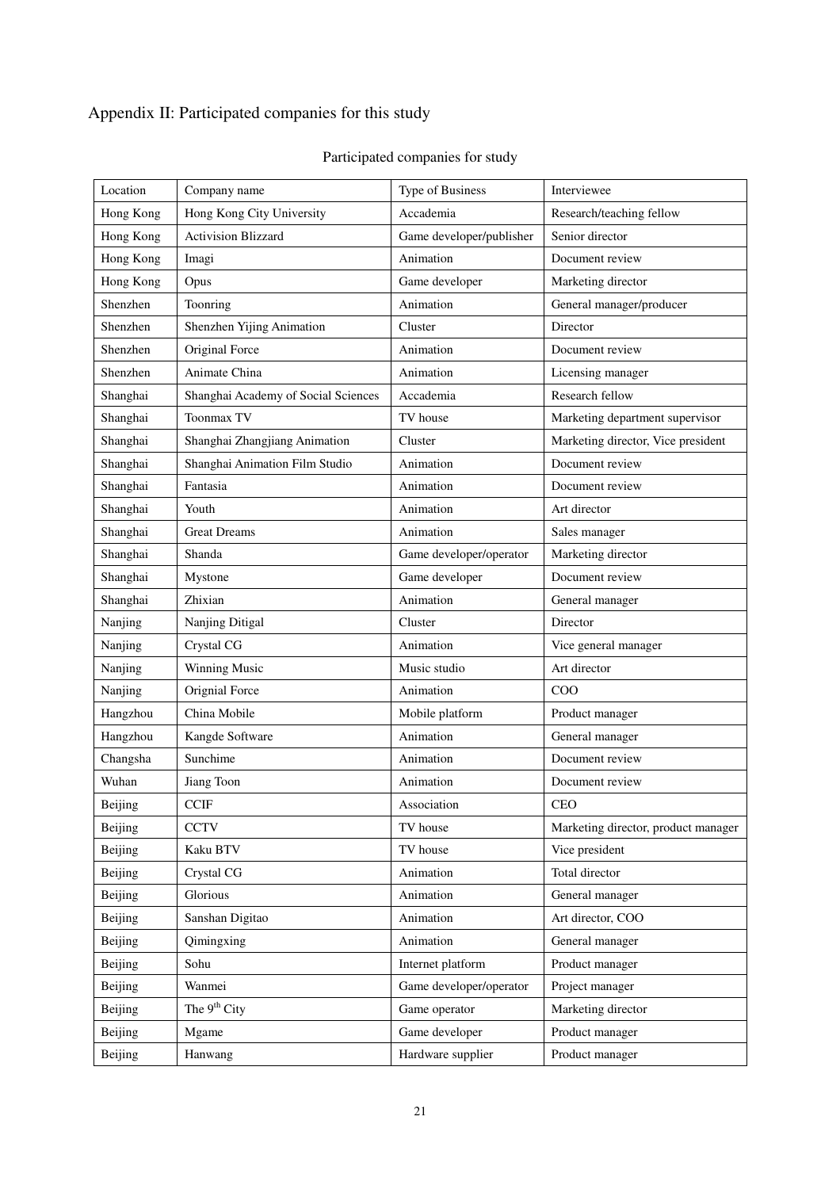# Appendix II: Participated companies for this study

Participated companies for study

| Location | Company name | Type of Business | Interviewee |
|---|---|---|---|
| Hong Kong | Hong Kong City University | Accademia | Research/teaching fellow |
| Hong Kong | Activision Blizzard | Game developer/publisher | Senior director |
| Hong Kong | Imagi | Animation | Document review |
| Hong Kong | Opus | Game developer | Marketing director |
| Shenzhen | Toonring | Animation | General manager/producer |
| Shenzhen | Shenzhen Yijing Animation | Cluster | Director |
| Shenzhen | Original Force | Animation | Document review |
| Shenzhen | Animate China | Animation | Licensing manager |
| Shanghai | Shanghai Academy of Social Sciences | Accademia | Research fellow |
| Shanghai | Toonmax TV | TV house | Marketing department supervisor |
| Shanghai | Shanghai Zhangjiang Animation | Cluster | Marketing director, Vice president |
| Shanghai | Shanghai Animation Film Studio | Animation | Document review |
| Shanghai | Fantasia | Animation | Document review |
| Shanghai | Youth | Animation | Art director |
| Shanghai | Great Dreams | Animation | Sales manager |
| Shanghai | Shanda | Game developer/operator | Marketing director |
| Shanghai | Mystone | Game developer | Document review |
| Shanghai | Zhixian | Animation | General manager |
| Nanjing | Nanjing Ditigal | Cluster | Director |
| Nanjing | Crystal CG | Animation | Vice general manager |
| Nanjing | Winning Music | Music studio | Art director |
| Nanjing | Orignial Force | Animation | COO |
| Hangzhou | China Mobile | Mobile platform | Product manager |
| Hangzhou | Kangde Software | Animation | General manager |
| Changsha | Sunchime | Animation | Document review |
| Wuhan | Jiang Toon | Animation | Document review |
| Beijing | CCIF | Association | CEO |
| Beijing | CCTV | TV house | Marketing director, product manager |
| Beijing | Kaku BTV | TV house | Vice president |
| Beijing | Crystal CG | Animation | Total director |
| Beijing | Glorious | Animation | General manager |
| Beijing | Sanshan Digitao | Animation | Art director, COO |
| Beijing | Qimingxing | Animation | General manager |
| Beijing | Sohu | Internet platform | Product manager |
| Beijing | Wanmei | Game developer/operator | Project manager |
| Beijing | The 9th City | Game operator | Marketing director |
| Beijing | Mgame | Game developer | Product manager |
| Beijing | Hanwang | Hardware supplier | Product manager |